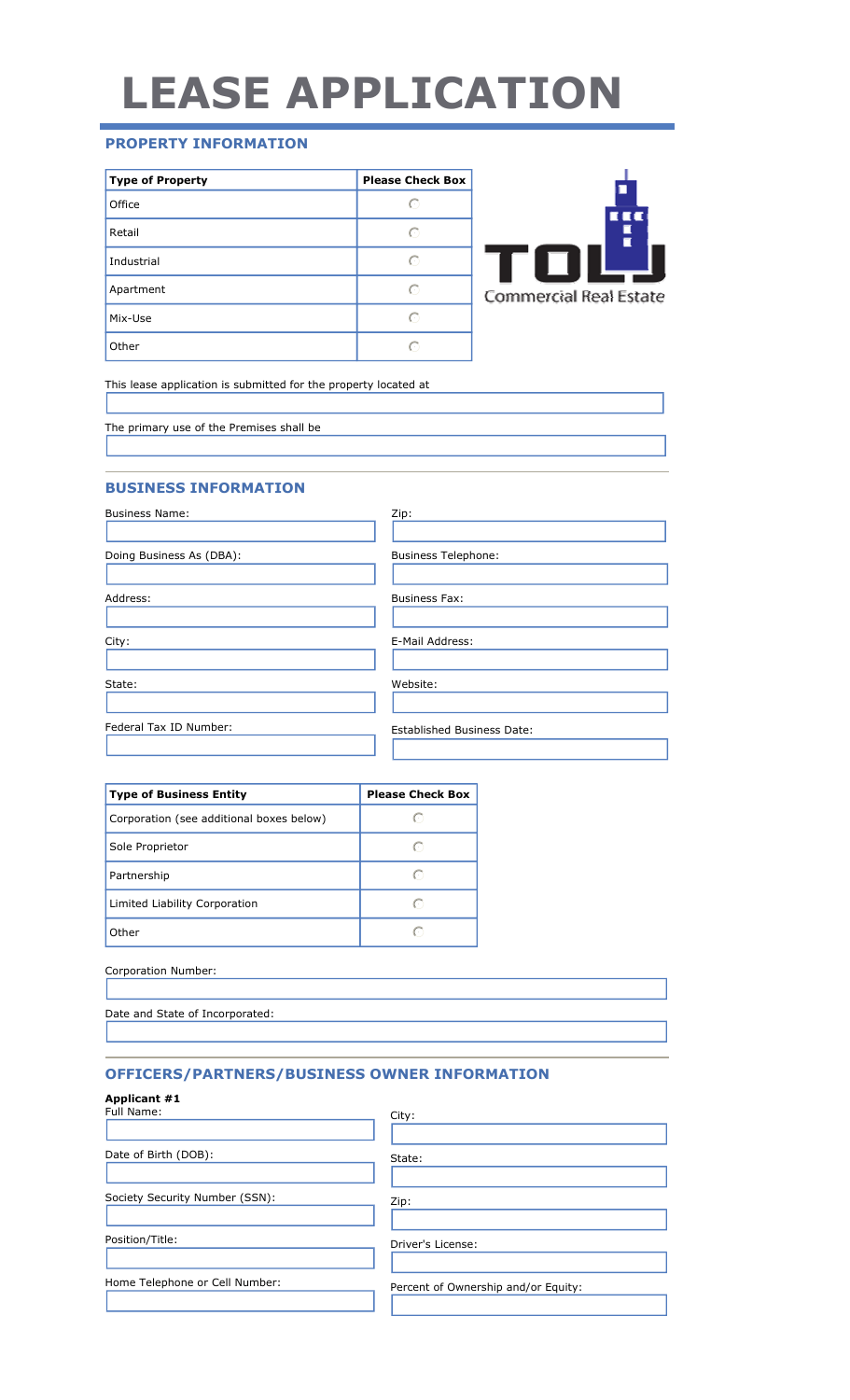# LEASE APPLICATION

## PROPERTY INFORMATION

| Type of Property | Please Check Box |
| --- | --- |
| Office | ○ |
| Retail | ○ |
| Industrial | ○ |
| Apartment | ○ |
| Mix-Use | ○ |
| Other | ○ |

TOLJ Commercial Real Estate

This lease application is submitted for the property located at

The primary use of the Premises shall be

## BUSINESS INFORMATION

Business Name:

Doing Business As (DBA):

Address:

City:

State:

Federal Tax ID Number:

Zip:

Business Telephone:

Business Fax:

E-Mail Address:

Website:

Established Business Date:

| Type of Business Entity | Please Check Box |
| --- | --- |
| Corporation (see additional boxes below) | ○ |
| Sole Proprietor | ○ |
| Partnership | ○ |
| Limited Liability Corporation | ○ |
| Other | ○ |

Corporation Number:

Date and State of Incorporated:

## OFFICERS/PARTNERS/BUSINESS OWNER INFORMATION

**Applicant #1**

Full Name:

Date of Birth (DOB):

Society Security Number (SSN):

Position/Title:

Home Telephone or Cell Number:

City:

State:

Zip:

Driver's License:

Percent of Ownership and/or Equity: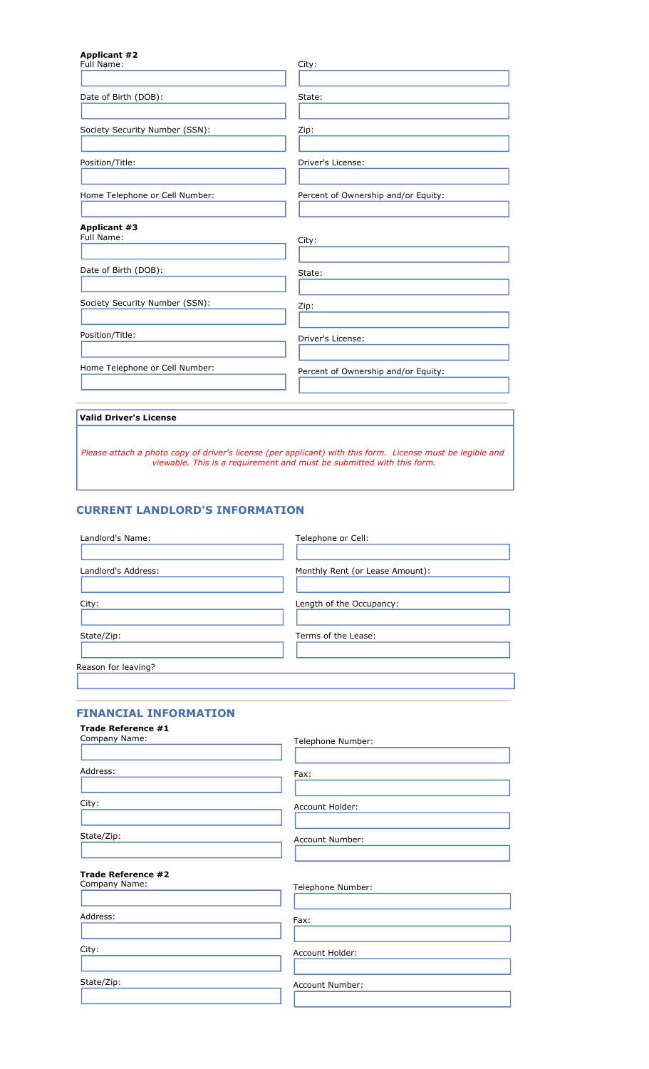**Applicant #2**

Full Name:

City:

Date of Birth (DOB):

State:

Society Security Number (SSN):

Zip:

Position/Title:

Driver's License:

Home Telephone or Cell Number:

Percent of Ownership and/or Equity:

**Applicant #3**

Full Name:

City:

Date of Birth (DOB):

State:

Society Security Number (SSN):

Zip:

Position/Title:

Driver's License:

Home Telephone or Cell Number:

Percent of Ownership and/or Equity:

---

**Valid Driver's License**

*Please attach a photo copy of driver's license (per applicant) with this form. License must be legible and viewable. This is a requirement and must be submitted with this form.*

## CURRENT LANDLORD'S INFORMATION

Landlord's Name:

Telephone or Cell:

Landlord's Address:

Monthly Rent (or Lease Amount):

City:

Length of the Occupancy:

State/Zip:

Terms of the Lease:

Reason for leaving?

---

## FINANCIAL INFORMATION

**Trade Reference #1**

Company Name:

Telephone Number:

Address:

Fax:

City:

Account Holder:

State/Zip:

Account Number:

**Trade Reference #2**

Company Name:

Telephone Number:

Address:

Fax:

City:

Account Holder:

State/Zip:

Account Number: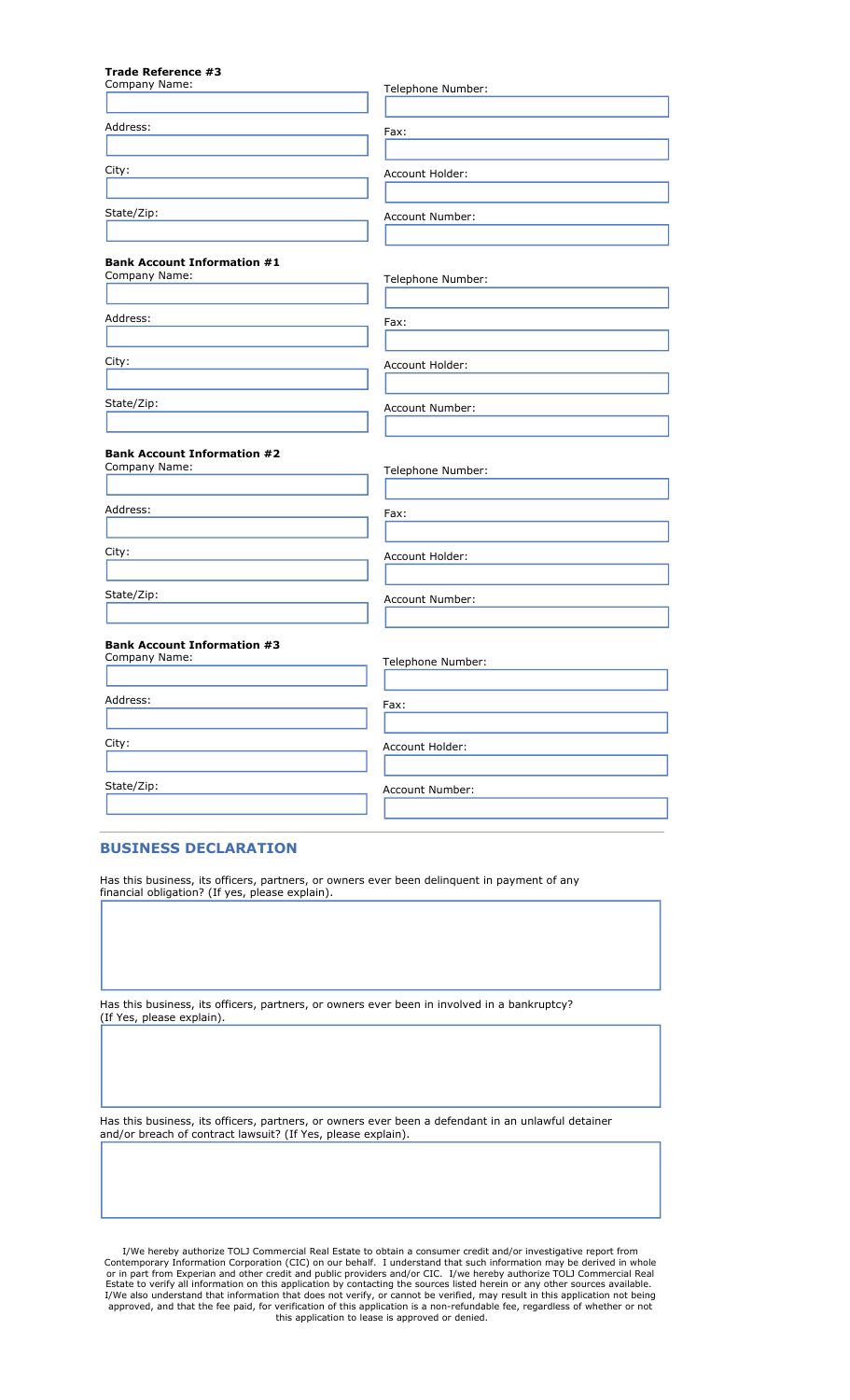**Trade Reference #3**

Company Name:

Telephone Number:

Address:

Fax:

City:

Account Holder:

State/Zip:

Account Number:

**Bank Account Information #1**

Company Name:

Telephone Number:

Address:

Fax:

City:

Account Holder:

State/Zip:

Account Number:

**Bank Account Information #2**

Company Name:

Telephone Number:

Address:

Fax:

City:

Account Holder:

State/Zip:

Account Number:

**Bank Account Information #3**

Company Name:

Telephone Number:

Address:

Fax:

City:

Account Holder:

State/Zip:

Account Number:

## BUSINESS DECLARATION

Has this business, its officers, partners, or owners ever been delinquent in payment of any financial obligation? (If yes, please explain).

Has this business, its officers, partners, or owners ever been in involved in a bankruptcy? (If Yes, please explain).

Has this business, its officers, partners, or owners ever been a defendant in an unlawful detainer and/or breach of contract lawsuit? (If Yes, please explain).

I/We hereby authorize TOLJ Commercial Real Estate to obtain a consumer credit and/or investigative report from Contemporary Information Corporation (CIC) on our behalf. I understand that such information may be derived in whole or in part from Experian and other credit and public providers and/or CIC. I/we hereby authorize TOLJ Commercial Real Estate to verify all information on this application by contacting the sources listed herein or any other sources available. I/We also understand that information that does not verify, or cannot be verified, may result in this application not being approved, and that the fee paid, for verification of this application is a non-refundable fee, regardless of whether or not this application to lease is approved or denied.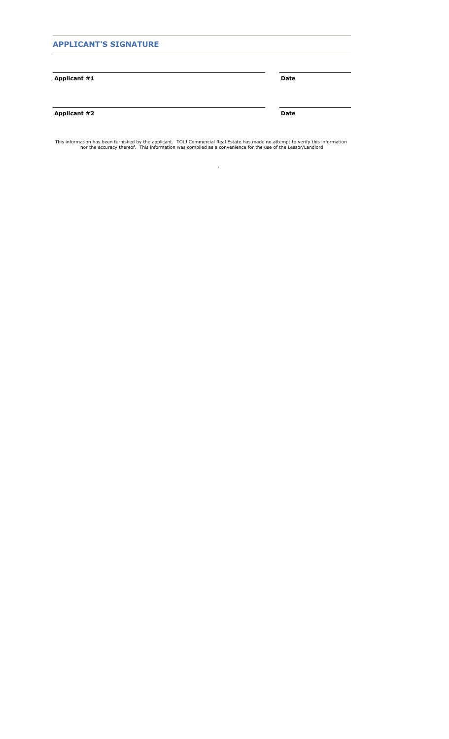## APPLICANT'S SIGNATURE

| | |
|---|---|
| **Applicant #1** | **Date** |
| **Applicant #2** | **Date** |

This information has been furnished by the applicant. TOLJ Commercial Real Estate has made no attempt to verify this information nor the accuracy thereof. This information was compiled as a convenience for the use of the Lessor/Landlord